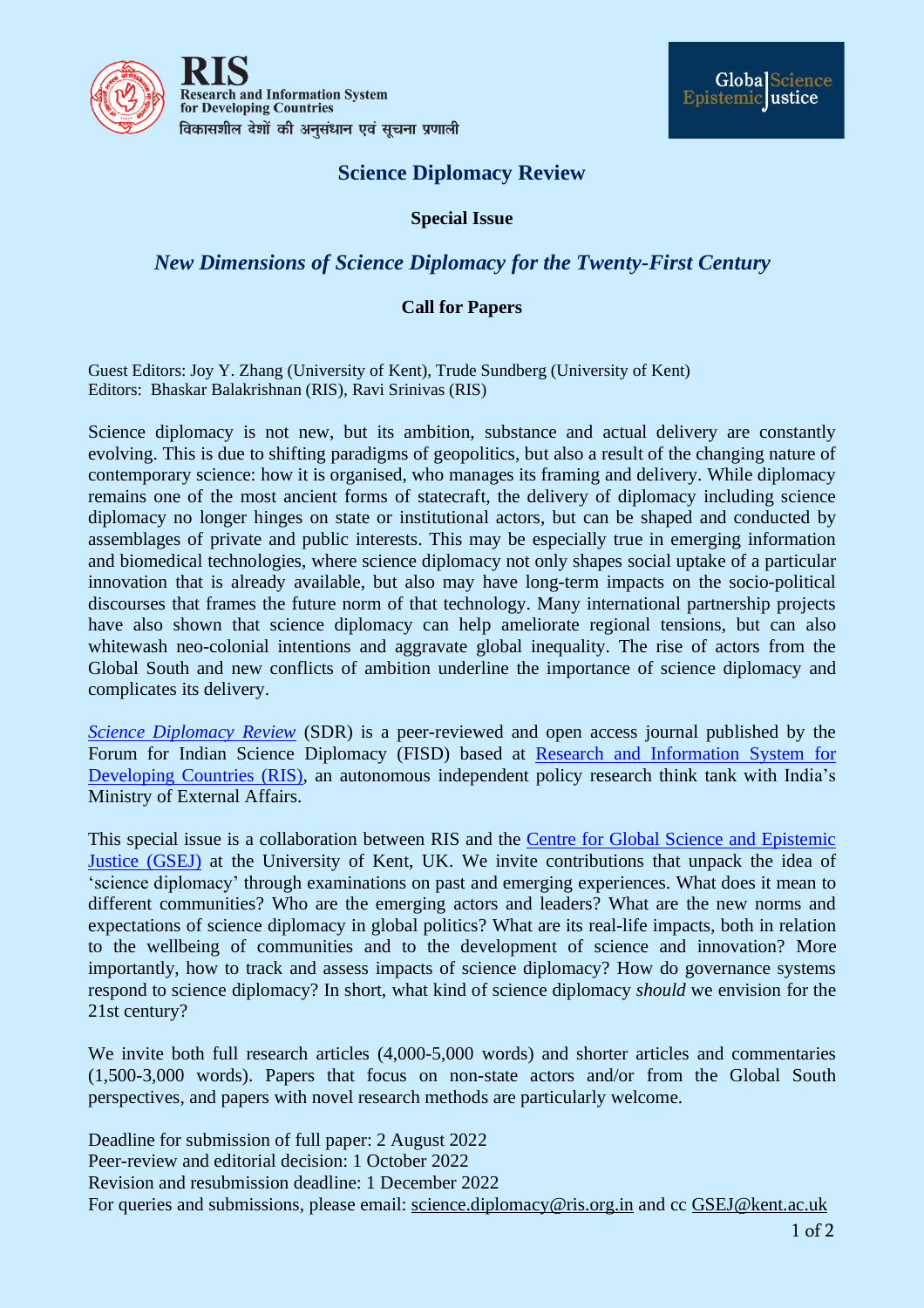RIS
Research and Information System for Developing Countries
विकासशील देशों की अनुसंधान एवं सूचना प्रणाली

Global Science Epistemic Justice

# Science Diplomacy Review

**Special Issue**

## *New Dimensions of Science Diplomacy for the Twenty-First Century*

**Call for Papers**

Guest Editors: Joy Y. Zhang (University of Kent), Trude Sundberg (University of Kent)
Editors: Bhaskar Balakrishnan (RIS), Ravi Srinivas (RIS)

Science diplomacy is not new, but its ambition, substance and actual delivery are constantly evolving. This is due to shifting paradigms of geopolitics, but also a result of the changing nature of contemporary science: how it is organised, who manages its framing and delivery. While diplomacy remains one of the most ancient forms of statecraft, the delivery of diplomacy including science diplomacy no longer hinges on state or institutional actors, but can be shaped and conducted by assemblages of private and public interests. This may be especially true in emerging information and biomedical technologies, where science diplomacy not only shapes social uptake of a particular innovation that is already available, but also may have long-term impacts on the socio-political discourses that frames the future norm of that technology. Many international partnership projects have also shown that science diplomacy can help ameliorate regional tensions, but can also whitewash neo-colonial intentions and aggravate global inequality. The rise of actors from the Global South and new conflicts of ambition underline the importance of science diplomacy and complicates its delivery.

*Science Diplomacy Review* (SDR) is a peer-reviewed and open access journal published by the Forum for Indian Science Diplomacy (FISD) based at Research and Information System for Developing Countries (RIS), an autonomous independent policy research think tank with India's Ministry of External Affairs.

This special issue is a collaboration between RIS and the Centre for Global Science and Epistemic Justice (GSEJ) at the University of Kent, UK. We invite contributions that unpack the idea of 'science diplomacy' through examinations on past and emerging experiences. What does it mean to different communities? Who are the emerging actors and leaders? What are the new norms and expectations of science diplomacy in global politics? What are its real-life impacts, both in relation to the wellbeing of communities and to the development of science and innovation? More importantly, how to track and assess impacts of science diplomacy? How do governance systems respond to science diplomacy? In short, what kind of science diplomacy *should* we envision for the 21st century?

We invite both full research articles (4,000-5,000 words) and shorter articles and commentaries (1,500-3,000 words). Papers that focus on non-state actors and/or from the Global South perspectives, and papers with novel research methods are particularly welcome.

Deadline for submission of full paper: 2 August 2022
Peer-review and editorial decision: 1 October 2022
Revision and resubmission deadline: 1 December 2022
For queries and submissions, please email: science.diplomacy@ris.org.in and cc GSEJ@kent.ac.uk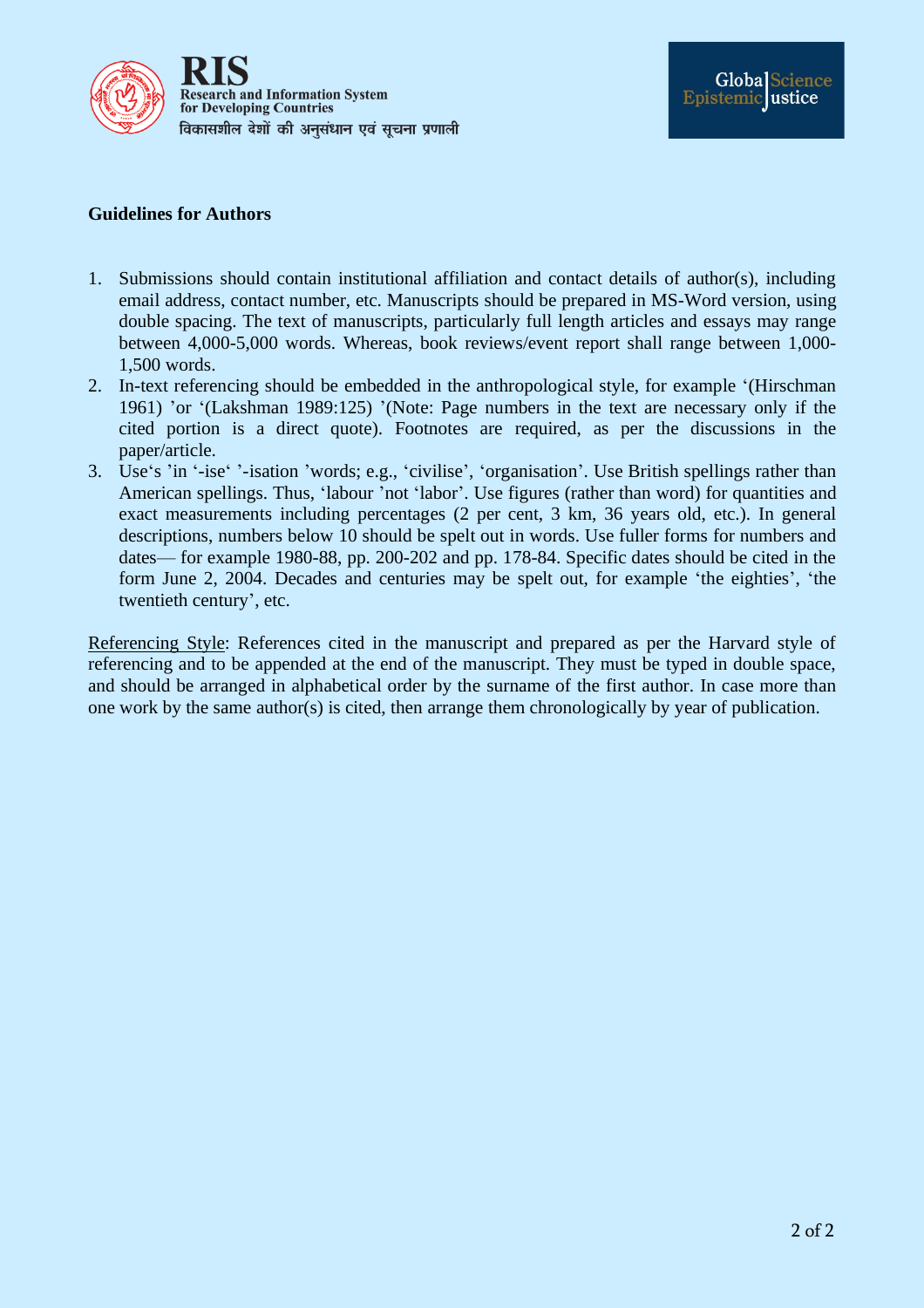**Guidelines for Authors**

1. Submissions should contain institutional affiliation and contact details of author(s), including email address, contact number, etc. Manuscripts should be prepared in MS-Word version, using double spacing. The text of manuscripts, particularly full length articles and essays may range between 4,000-5,000 words. Whereas, book reviews/event report shall range between 1,000-1,500 words.
2. In-text referencing should be embedded in the anthropological style, for example '(Hirschman 1961) 'or '(Lakshman 1989:125) '(Note: Page numbers in the text are necessary only if the cited portion is a direct quote). Footnotes are required, as per the discussions in the paper/article.
3. Use's 'in '-ise' '-isation 'words; e.g., 'civilise', 'organisation'. Use British spellings rather than American spellings. Thus, 'labour 'not 'labor'. Use figures (rather than word) for quantities and exact measurements including percentages (2 per cent, 3 km, 36 years old, etc.). In general descriptions, numbers below 10 should be spelt out in words. Use fuller forms for numbers and dates— for example 1980-88, pp. 200-202 and pp. 178-84. Specific dates should be cited in the form June 2, 2004. Decades and centuries may be spelt out, for example 'the eighties', 'the twentieth century', etc.

<u>Referencing Style</u>: References cited in the manuscript and prepared as per the Harvard style of referencing and to be appended at the end of the manuscript. They must be typed in double space, and should be arranged in alphabetical order by the surname of the first author. In case more than one work by the same author(s) is cited, then arrange them chronologically by year of publication.